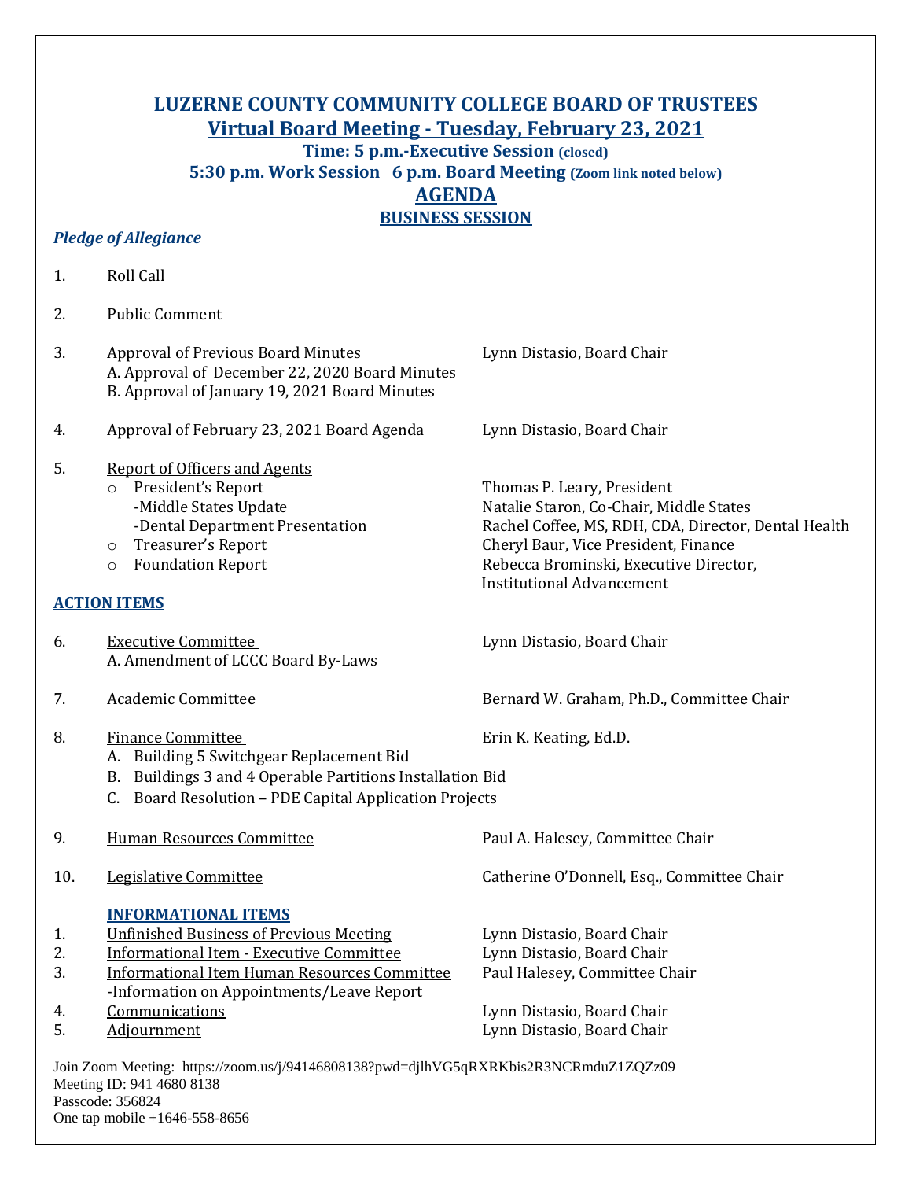# LUZERNE COUNTY COMMUNITY COLLEGE BOARD OF TRUSTEES

## Virtual Board Meeting - Tuesday, February 23, 2021

**Time: 5 p.m.-Executive Session (closed)**

**5:30 p.m. Work Session 6 p.m. Board Meeting (Zoom link noted below)**

## AGENDA

### BUSINESS SESSION

***Pledge of Allegiance***

1. Roll Call

2. Public Comment

3. Approval of Previous Board Minutes — Lynn Distasio, Board Chair
   A. Approval of December 22, 2020 Board Minutes
   B. Approval of January 19, 2021 Board Minutes

4. Approval of February 23, 2021 Board Agenda — Lynn Distasio, Board Chair

5. Report of Officers and Agents
   - President's Report — Thomas P. Leary, President
     - Middle States Update — Natalie Staron, Co-Chair, Middle States
     - Dental Department Presentation — Rachel Coffee, MS, RDH, CDA, Director, Dental Health
   - Treasurer's Report — Cheryl Baur, Vice President, Finance
   - Foundation Report — Rebecca Brominski, Executive Director, Institutional Advancement

### ACTION ITEMS

6. Executive Committee — Lynn Distasio, Board Chair
   A. Amendment of LCCC Board By-Laws

7. Academic Committee — Bernard W. Graham, Ph.D., Committee Chair

8. Finance Committee — Erin K. Keating, Ed.D.
   A. Building 5 Switchgear Replacement Bid
   B. Buildings 3 and 4 Operable Partitions Installation Bid
   C. Board Resolution – PDE Capital Application Projects

9. Human Resources Committee — Paul A. Halesey, Committee Chair

10. Legislative Committee — Catherine O'Donnell, Esq., Committee Chair

### INFORMATIONAL ITEMS

1. Unfinished Business of Previous Meeting — Lynn Distasio, Board Chair
2. Informational Item - Executive Committee — Lynn Distasio, Board Chair
3. Informational Item Human Resources Committee — Paul Halesey, Committee Chair
   - Information on Appointments/Leave Report
4. Communications — Lynn Distasio, Board Chair
5. Adjournment — Lynn Distasio, Board Chair

Join Zoom Meeting: https://zoom.us/j/94146808138?pwd=djlhVG5qRXRKbis2R3NCRmduZ1ZQZz09
Meeting ID: 941 4680 8138
Passcode: 356824
One tap mobile +1646-558-8656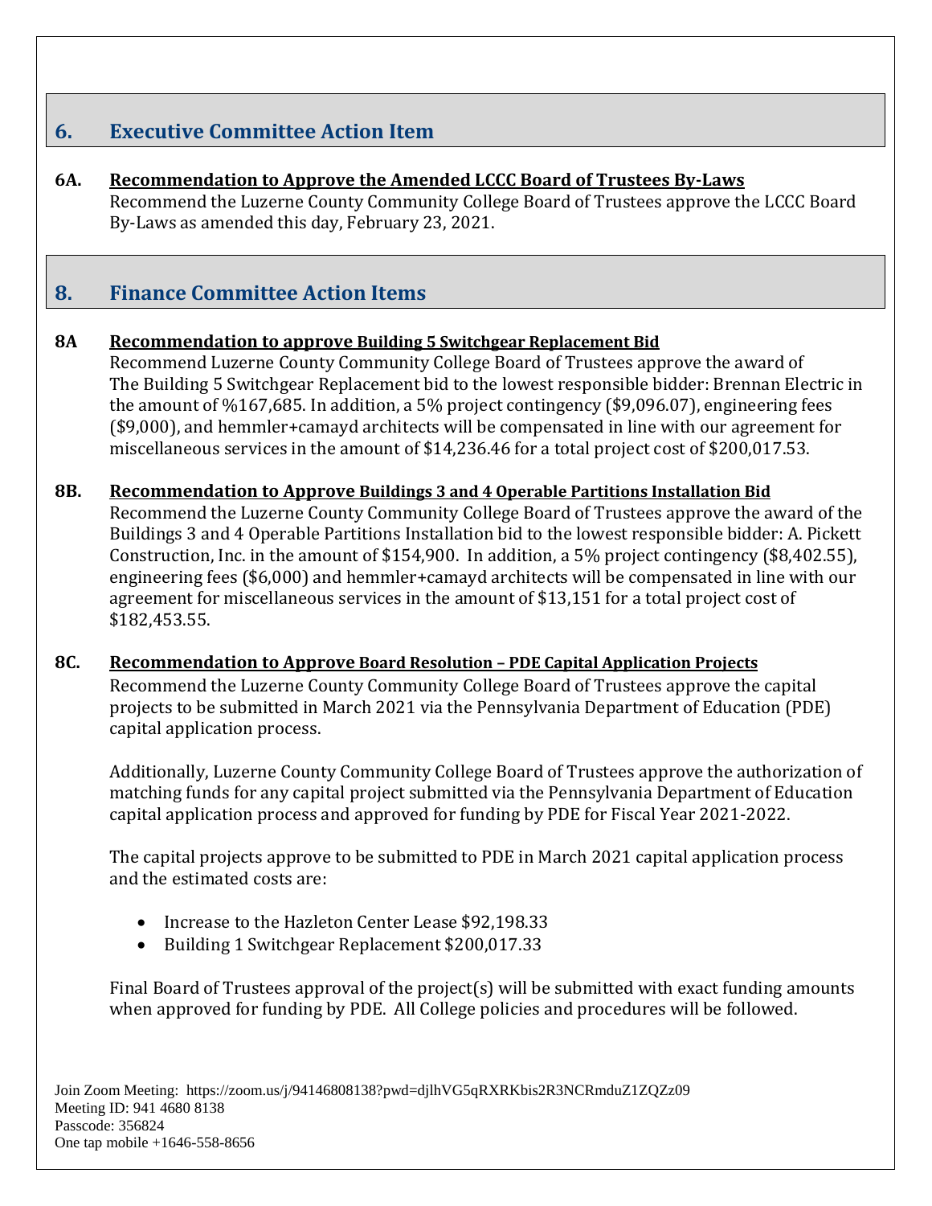## 6. Executive Committee Action Item

**6A. Recommendation to Approve the Amended LCCC Board of Trustees By-Laws**

Recommend the Luzerne County Community College Board of Trustees approve the LCCC Board By-Laws as amended this day, February 23, 2021.

## 8. Finance Committee Action Items

**8A Recommendation to approve Building 5 Switchgear Replacement Bid**

Recommend Luzerne County Community College Board of Trustees approve the award of The Building 5 Switchgear Replacement bid to the lowest responsible bidder: Brennan Electric in the amount of %167,685. In addition, a 5% project contingency ($9,096.07), engineering fees ($9,000), and hemmler+camayd architects will be compensated in line with our agreement for miscellaneous services in the amount of $14,236.46 for a total project cost of $200,017.53.

**8B. Recommendation to Approve Buildings 3 and 4 Operable Partitions Installation Bid**

Recommend the Luzerne County Community College Board of Trustees approve the award of the Buildings 3 and 4 Operable Partitions Installation bid to the lowest responsible bidder: A. Pickett Construction, Inc. in the amount of $154,900. In addition, a 5% project contingency ($8,402.55), engineering fees ($6,000) and hemmler+camayd architects will be compensated in line with our agreement for miscellaneous services in the amount of $13,151 for a total project cost of $182,453.55.

**8C. Recommendation to Approve Board Resolution – PDE Capital Application Projects**

Recommend the Luzerne County Community College Board of Trustees approve the capital projects to be submitted in March 2021 via the Pennsylvania Department of Education (PDE) capital application process.

Additionally, Luzerne County Community College Board of Trustees approve the authorization of matching funds for any capital project submitted via the Pennsylvania Department of Education capital application process and approved for funding by PDE for Fiscal Year 2021-2022.

The capital projects approve to be submitted to PDE in March 2021 capital application process and the estimated costs are:

- Increase to the Hazleton Center Lease $92,198.33
- Building 1 Switchgear Replacement $200,017.33

Final Board of Trustees approval of the project(s) will be submitted with exact funding amounts when approved for funding by PDE. All College policies and procedures will be followed.

Join Zoom Meeting: https://zoom.us/j/94146808138?pwd=djlhVG5qRXRKbis2R3NCRmduZ1ZQZz09
Meeting ID: 941 4680 8138
Passcode: 356824
One tap mobile +1646-558-8656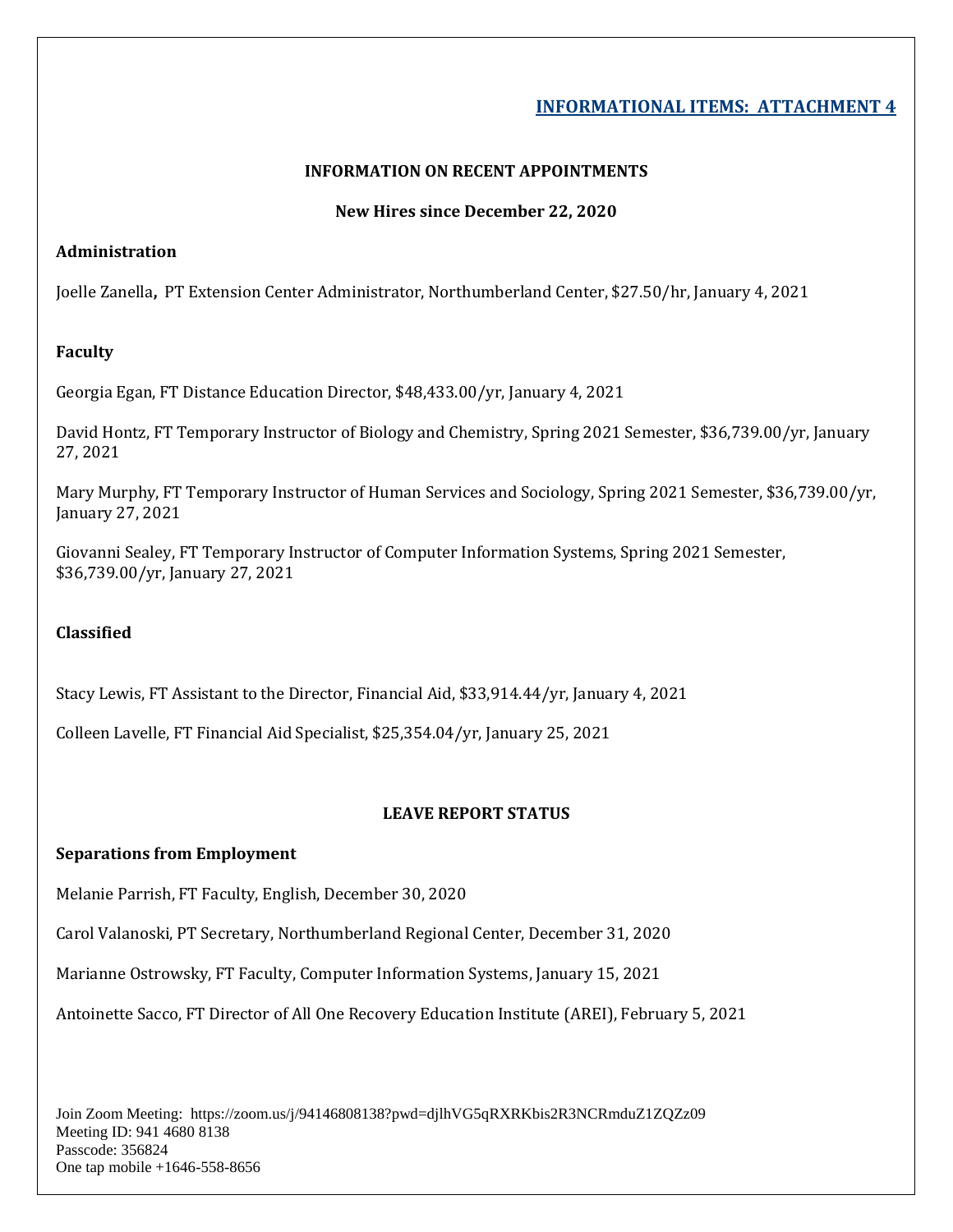**INFORMATIONAL ITEMS: ATTACHMENT 4**

## INFORMATION ON RECENT APPOINTMENTS

### New Hires since December 22, 2020

**Administration**

Joelle Zanella, PT Extension Center Administrator, Northumberland Center, $27.50/hr, January 4, 2021

**Faculty**

Georgia Egan, FT Distance Education Director, $48,433.00/yr, January 4, 2021

David Hontz, FT Temporary Instructor of Biology and Chemistry, Spring 2021 Semester, $36,739.00/yr, January 27, 2021

Mary Murphy, FT Temporary Instructor of Human Services and Sociology, Spring 2021 Semester, $36,739.00/yr, January 27, 2021

Giovanni Sealey, FT Temporary Instructor of Computer Information Systems, Spring 2021 Semester, $36,739.00/yr, January 27, 2021

**Classified**

Stacy Lewis, FT Assistant to the Director, Financial Aid, $33,914.44/yr, January 4, 2021

Colleen Lavelle, FT Financial Aid Specialist, $25,354.04/yr, January 25, 2021

## LEAVE REPORT STATUS

**Separations from Employment**

Melanie Parrish, FT Faculty, English, December 30, 2020

Carol Valanoski, PT Secretary, Northumberland Regional Center, December 31, 2020

Marianne Ostrowsky, FT Faculty, Computer Information Systems, January 15, 2021

Antoinette Sacco, FT Director of All One Recovery Education Institute (AREI), February 5, 2021

Join Zoom Meeting: https://zoom.us/j/94146808138?pwd=djlhVG5qRXRKbis2R3NCRmduZ1ZQZz09
Meeting ID: 941 4680 8138
Passcode: 356824
One tap mobile +1646-558-8656